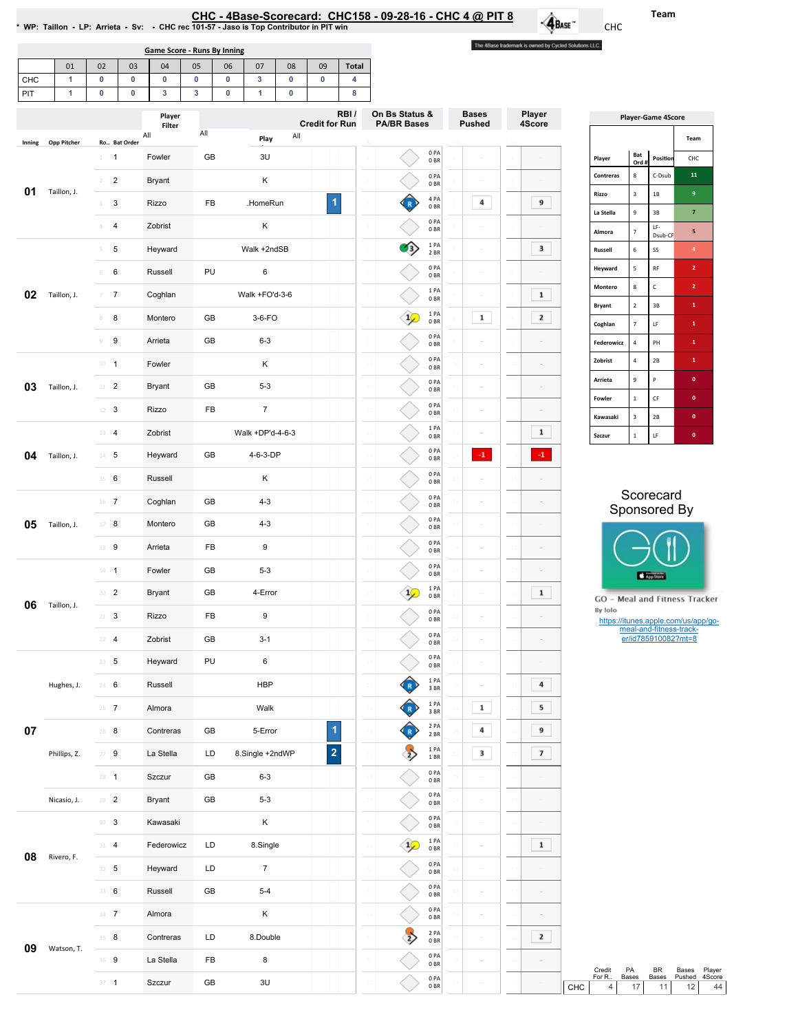# CHC - 4Base-Scorecard: CHC158 - 09-28-16 - CHC 4 @ PIT 8

\* WP: Taillon - LP: Arrieta - Sv: - CHC rec 101-57 - Jaso is Top Contributor in PIT win

Team: CHC

The 4Base trademark is owned by Cycled Solutions LLC.

## Game Score - Runs By Inning

| | 01 | 02 | 03 | 04 | 05 | 06 | 07 | 08 | 09 | Total |
|---|---|---|---|---|---|---|---|---|---|---|
| CHC | 1 | 0 | 0 | 0 | 0 | 0 | 3 | 0 | 0 | 4 |
| PIT | 1 | 0 | 0 | 3 | 3 | 0 | 1 | 0 | | 8 |

## Play-by-Play

| Inning | Opp Pitcher | Ro.. | Bat Order | Player | | Play | RBI / Credit for Run | On Bs Status & PA/BR Bases | Bases Pushed | Player 4Score |
|---|---|---|---|---|---|---|---|---|---|---|
| 01 | Taillon, J. | 1 | 1 | Fowler | GB | 3U | | 0 PA 0 BR | -- | -- |
| | | 2 | 2 | Bryant | | K | | 0 PA 0 BR | -- | -- |
| | | 3 | 3 | Rizzo | FB | .HomeRun | 1 | 4 PA 0 BR | 4 | 9 |
| | | 4 | 4 | Zobrist | | K | | 0 PA 0 BR | -- | -- |
| 02 | Taillon, J. | 5 | 5 | Heyward | | Walk +2ndSB | | 1 PA 2 BR | -- | 3 |
| | | 6 | 6 | Russell | PU | 6 | | 0 PA 0 BR | -- | -- |
| | | 7 | 7 | Coghlan | | Walk +FO'd-3-6 | | 1 PA 0 BR | -- | 1 |
| | | 8 | 8 | Montero | GB | 3-6-FO | | 1 PA 0 BR | 1 | 2 |
| | | 9 | 9 | Arrieta | GB | 6-3 | | 0 PA 0 BR | -- | -- |
| 03 | Taillon, J. | 10 | 1 | Fowler | | K | | 0 PA 0 BR | -- | -- |
| | | 11 | 2 | Bryant | GB | 5-3 | | 0 PA 0 BR | -- | -- |
| | | 12 | 3 | Rizzo | FB | 7 | | 0 PA 0 BR | -- | -- |
| 04 | Taillon, J. | 13 | 4 | Zobrist | | Walk +DP'd-4-6-3 | | 1 PA 0 BR | -- | 1 |
| | | 14 | 5 | Heyward | GB | 4-6-3-DP | | 0 PA 0 BR | -1 | -1 |
| | | 15 | 6 | Russell | | K | | 0 PA 0 BR | -- | -- |
| 05 | Taillon, J. | 16 | 7 | Coghlan | GB | 4-3 | | 0 PA 0 BR | -- | -- |
| | | 17 | 8 | Montero | GB | 4-3 | | 0 PA 0 BR | -- | -- |
| | | 18 | 9 | Arrieta | FB | 9 | | 0 PA 0 BR | -- | -- |
| 06 | Taillon, J. | 19 | 1 | Fowler | GB | 5-3 | | 0 PA 0 BR | -- | -- |
| | | 20 | 2 | Bryant | GB | 4-Error | | 1 PA 0 BR | -- | 1 |
| | | 21 | 3 | Rizzo | FB | 9 | | 0 PA 0 BR | -- | -- |
| | | 22 | 4 | Zobrist | GB | 3-1 | | 0 PA 0 BR | -- | -- |
| 07 | Hughes, J. | 23 | 5 | Heyward | PU | 6 | | 0 PA 0 BR | -- | -- |
| | | 24 | 6 | Russell | | HBP | | 1 PA 3 BR | -- | 4 |
| | | 25 | 7 | Almora | | Walk | | 1 PA 3 BR | 1 | 5 |
| | | 26 | 8 | Contreras | GB | 5-Error | 1 | 2 PA 2 BR | 4 | 9 |
| | Phillips, Z. | 27 | 9 | La Stella | LD | 8.Single +2ndWP | 2 | 1 PA 1 BR | 3 | 7 |
| | | 28 | 1 | Szczur | GB | 6-3 | | 0 PA 0 BR | -- | -- |
| | Nicasio, J. | 29 | 2 | Bryant | GB | 5-3 | | 0 PA 0 BR | -- | -- |
| 08 | Rivero, F. | 30 | 3 | Kawasaki | | K | | 0 PA 0 BR | -- | -- |
| | | 31 | 4 | Federowicz | LD | 8.Single | | 1 PA 0 BR | -- | 1 |
| | | 32 | 5 | Heyward | LD | 7 | | 0 PA 0 BR | -- | -- |
| | | 33 | 6 | Russell | GB | 5-4 | | 0 PA 0 BR | -- | -- |
| 09 | Watson, T. | 34 | 7 | Almora | | K | | 0 PA 0 BR | -- | -- |
| | | 35 | 8 | Contreras | LD | 8.Double | | 2 PA 0 BR | -- | 2 |
| | | 36 | 9 | La Stella | FB | 8 | | 0 PA 0 BR | -- | -- |
| | | 37 | 1 | Szczur | GB | 3U | | 0 PA 0 BR | -- | -- |

## Player-Game 4Score

| Player | Bat Ord # | Position | CHC |
|---|---|---|---|
| Contreras | 8 | C-Dsub | 11 |
| Rizzo | 3 | 1B | 9 |
| La Stella | 9 | 3B | 7 |
| Almora | 7 | LF-Dsub-CF | 5 |
| Russell | 6 | SS | 4 |
| Heyward | 5 | RF | 2 |
| Montero | 8 | C | 2 |
| Bryant | 2 | 3B | 1 |
| Coghlan | 7 | LF | 1 |
| Federowicz | 4 | PH | 1 |
| Zobrist | 4 | 2B | 1 |
| Arrieta | 9 | P | 0 |
| Fowler | 1 | CF | 0 |
| Kawasaki | 3 | 2B | 0 |
| Szczur | 1 | LF | 0 |

## Team Totals

| | Credit For R.. | PA Bases | BR Bases | Bases Pushed | Player 4Score |
|---|---|---|---|---|---|
| CHC | 4 | 17 | 11 | 12 | 44 |

Scorecard Sponsored By

GO - Meal and Fitness Tracker
By Iolo
https://itunes.apple.com/us/app/go-meal-and-fitness-track-er/id785910082?mt=8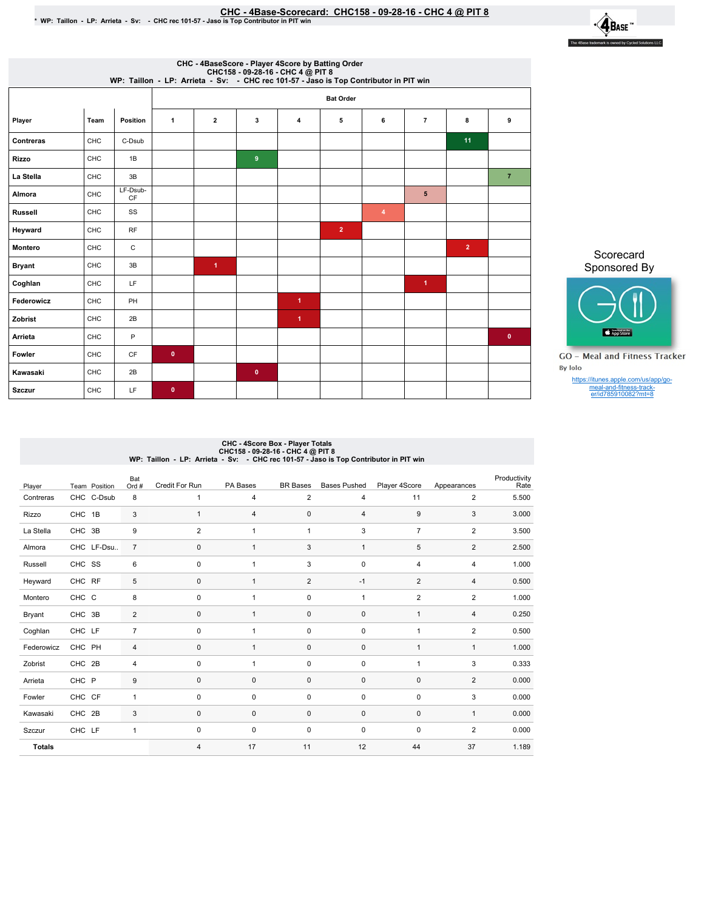# CHC - 4Base-Scorecard: CHC158 - 09-28-16 - CHC 4 @ PIT 8

\* WP: Taillon - LP: Arrieta - Sv: - CHC rec 101-57 - Jaso is Top Contributor in PIT win

## CHC - 4BaseScore - Player 4Score by Batting Order
CHC158 - 09-28-16 - CHC 4 @ PIT 8
WP: Taillon - LP: Arrieta - Sv: - CHC rec 101-57 - Jaso is Top Contributor in PIT win

| Player | Team | Position | Bat Order 1 | 2 | 3 | 4 | 5 | 6 | 7 | 8 | 9 |
|---|---|---|---|---|---|---|---|---|---|---|---|
| Contreras | CHC | C-Dsub | | | | | | | | 11 | |
| Rizzo | CHC | 1B | | | 9 | | | | | | |
| La Stella | CHC | 3B | | | | | | | | | 7 |
| Almora | CHC | LF-Dsub-CF | | | | | | | 5 | | |
| Russell | CHC | SS | | | | | | 4 | | | |
| Heyward | CHC | RF | | | | | 2 | | | | |
| Montero | CHC | C | | | | | | | | 2 | |
| Bryant | CHC | 3B | | 1 | | | | | | | |
| Coghlan | CHC | LF | | | | | | | 1 | | |
| Federowicz | CHC | PH | | | | 1 | | | | | |
| Zobrist | CHC | 2B | | | | 1 | | | | | |
| Arrieta | CHC | P | | | | | | | | | 0 |
| Fowler | CHC | CF | 0 | | | | | | | | |
| Kawasaki | CHC | 2B | | | 0 | | | | | | |
| Szczur | CHC | LF | 0 | | | | | | | | |

Scorecard Sponsored By

GO - Meal and Fitness Tracker
By Iolo

https://itunes.apple.com/us/app/go-meal-and-fitness-track-er/id785910082?mt=8

## CHC - 4Score Box - Player Totals
CHC158 - 09-28-16 - CHC 4 @ PIT 8
WP: Taillon - LP: Arrieta - Sv: - CHC rec 101-57 - Jaso is Top Contributor in PIT win

| Player | Team | Position | Bat Ord # | Credit For Run | PA Bases | BR Bases | Bases Pushed | Player 4Score | Appearances | Productivity Rate |
|---|---|---|---|---|---|---|---|---|---|---|
| Contreras | CHC | C-Dsub | 8 | 1 | 4 | 2 | 4 | 11 | 2 | 5.500 |
| Rizzo | CHC | 1B | 3 | 1 | 4 | 0 | 4 | 9 | 3 | 3.000 |
| La Stella | CHC | 3B | 9 | 2 | 1 | 1 | 3 | 7 | 2 | 3.500 |
| Almora | CHC | LF-Dsu.. | 7 | 0 | 1 | 3 | 1 | 5 | 2 | 2.500 |
| Russell | CHC | SS | 6 | 0 | 1 | 3 | 0 | 4 | 4 | 1.000 |
| Heyward | CHC | RF | 5 | 0 | 1 | 2 | -1 | 2 | 4 | 0.500 |
| Montero | CHC | C | 8 | 0 | 1 | 0 | 1 | 2 | 2 | 1.000 |
| Bryant | CHC | 3B | 2 | 0 | 1 | 0 | 0 | 1 | 4 | 0.250 |
| Coghlan | CHC | LF | 7 | 0 | 1 | 0 | 0 | 1 | 2 | 0.500 |
| Federowicz | CHC | PH | 4 | 0 | 1 | 0 | 0 | 1 | 1 | 1.000 |
| Zobrist | CHC | 2B | 4 | 0 | 1 | 0 | 0 | 1 | 3 | 0.333 |
| Arrieta | CHC | P | 9 | 0 | 0 | 0 | 0 | 0 | 2 | 0.000 |
| Fowler | CHC | CF | 1 | 0 | 0 | 0 | 0 | 0 | 3 | 0.000 |
| Kawasaki | CHC | 2B | 3 | 0 | 0 | 0 | 0 | 0 | 1 | 0.000 |
| Szczur | CHC | LF | 1 | 0 | 0 | 0 | 0 | 0 | 2 | 0.000 |
| **Totals** | | | | 4 | 17 | 11 | 12 | 44 | 37 | 1.189 |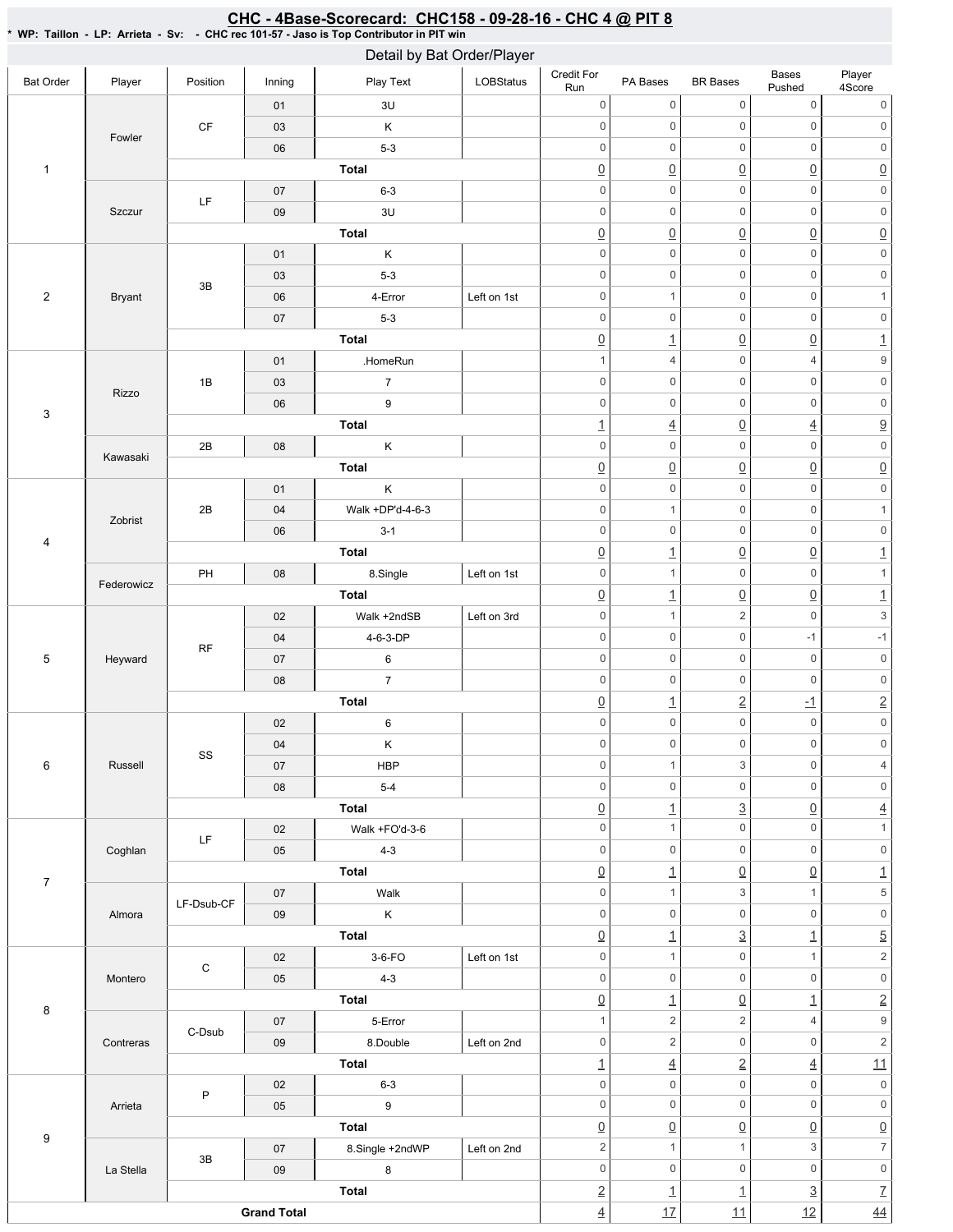# CHC - 4Base-Scorecard: CHC158 - 09-28-16 - CHC 4 @ PIT 8

* WP: Taillon - LP: Arrieta - Sv: - CHC rec 101-57 - Jaso is Top Contributor in PIT win

## Detail by Bat Order/Player

| Bat Order | Player | Position | Inning | Play Text | LOBStatus | Credit For Run | PA Bases | BR Bases | Bases Pushed | Player 4Score |
|---|---|---|---|---|---|---|---|---|---|---|
| 1 | Fowler | CF | 01 | 3U | | 0 | 0 | 0 | 0 | 0 |
| | | | 03 | K | | 0 | 0 | 0 | 0 | 0 |
| | | | 06 | 5-3 | | 0 | 0 | 0 | 0 | 0 |
| | | Total | | | | 0 | 0 | 0 | 0 | 0 |
| | Szczur | LF | 07 | 6-3 | | 0 | 0 | 0 | 0 | 0 |
| | | | 09 | 3U | | 0 | 0 | 0 | 0 | 0 |
| | | Total | | | | 0 | 0 | 0 | 0 | 0 |
| 2 | Bryant | 3B | 01 | K | | 0 | 0 | 0 | 0 | 0 |
| | | | 03 | 5-3 | | 0 | 0 | 0 | 0 | 0 |
| | | | 06 | 4-Error | Left on 1st | 0 | 1 | 0 | 0 | 1 |
| | | | 07 | 5-3 | | 0 | 0 | 0 | 0 | 0 |
| | | Total | | | | 0 | 1 | 0 | 0 | 1 |
| 3 | Rizzo | 1B | 01 | .HomeRun | | 1 | 4 | 0 | 4 | 9 |
| | | | 03 | 7 | | 0 | 0 | 0 | 0 | 0 |
| | | | 06 | 9 | | 0 | 0 | 0 | 0 | 0 |
| | | Total | | | | 1 | 4 | 0 | 4 | 9 |
| | Kawasaki | 2B | 08 | K | | 0 | 0 | 0 | 0 | 0 |
| | | Total | | | | 0 | 0 | 0 | 0 | 0 |
| 4 | Zobrist | 2B | 01 | K | | 0 | 0 | 0 | 0 | 0 |
| | | | 04 | Walk +DP'd-4-6-3 | | 0 | 1 | 0 | 0 | 1 |
| | | | 06 | 3-1 | | 0 | 0 | 0 | 0 | 0 |
| | | Total | | | | 0 | 1 | 0 | 0 | 1 |
| | Federowicz | PH | 08 | 8.Single | Left on 1st | 0 | 1 | 0 | 0 | 1 |
| | | Total | | | | 0 | 1 | 0 | 0 | 1 |
| 5 | Heyward | RF | 02 | Walk +2ndSB | Left on 3rd | 0 | 1 | 2 | 0 | 3 |
| | | | 04 | 4-6-3-DP | | 0 | 0 | 0 | -1 | -1 |
| | | | 07 | 6 | | 0 | 0 | 0 | 0 | 0 |
| | | | 08 | 7 | | 0 | 0 | 0 | 0 | 0 |
| | | Total | | | | 0 | 1 | 2 | -1 | 2 |
| 6 | Russell | SS | 02 | 6 | | 0 | 0 | 0 | 0 | 0 |
| | | | 04 | K | | 0 | 0 | 0 | 0 | 0 |
| | | | 07 | HBP | | 0 | 1 | 3 | 0 | 4 |
| | | | 08 | 5-4 | | 0 | 0 | 0 | 0 | 0 |
| | | Total | | | | 0 | 1 | 3 | 0 | 4 |
| 7 | Coghlan | LF | 02 | Walk +FO'd-3-6 | | 0 | 1 | 0 | 0 | 1 |
| | | | 05 | 4-3 | | 0 | 0 | 0 | 0 | 0 |
| | | Total | | | | 0 | 1 | 0 | 0 | 1 |
| | Almora | LF-Dsub-CF | 07 | Walk | | 0 | 1 | 3 | 1 | 5 |
| | | | 09 | K | | 0 | 0 | 0 | 0 | 0 |
| | | Total | | | | 0 | 1 | 3 | 1 | 5 |
| 8 | Montero | C | 02 | 3-6-FO | Left on 1st | 0 | 1 | 0 | 1 | 2 |
| | | | 05 | 4-3 | | 0 | 0 | 0 | 0 | 0 |
| | | Total | | | | 0 | 1 | 0 | 1 | 2 |
| | Contreras | C-Dsub | 07 | 5-Error | | 1 | 2 | 2 | 4 | 9 |
| | | | 09 | 8.Double | Left on 2nd | 0 | 2 | 0 | 0 | 2 |
| | | Total | | | | 1 | 4 | 2 | 4 | 11 |
| 9 | Arrieta | P | 02 | 6-3 | | 0 | 0 | 0 | 0 | 0 |
| | | | 05 | 9 | | 0 | 0 | 0 | 0 | 0 |
| | | Total | | | | 0 | 0 | 0 | 0 | 0 |
| | La Stella | 3B | 07 | 8.Single +2ndWP | Left on 2nd | 2 | 1 | 1 | 3 | 7 |
| | | | 09 | 8 | | 0 | 0 | 0 | 0 | 0 |
| | | Total | | | | 2 | 1 | 1 | 3 | 7 |
| Grand Total | | | | | | 4 | 17 | 11 | 12 | 44 |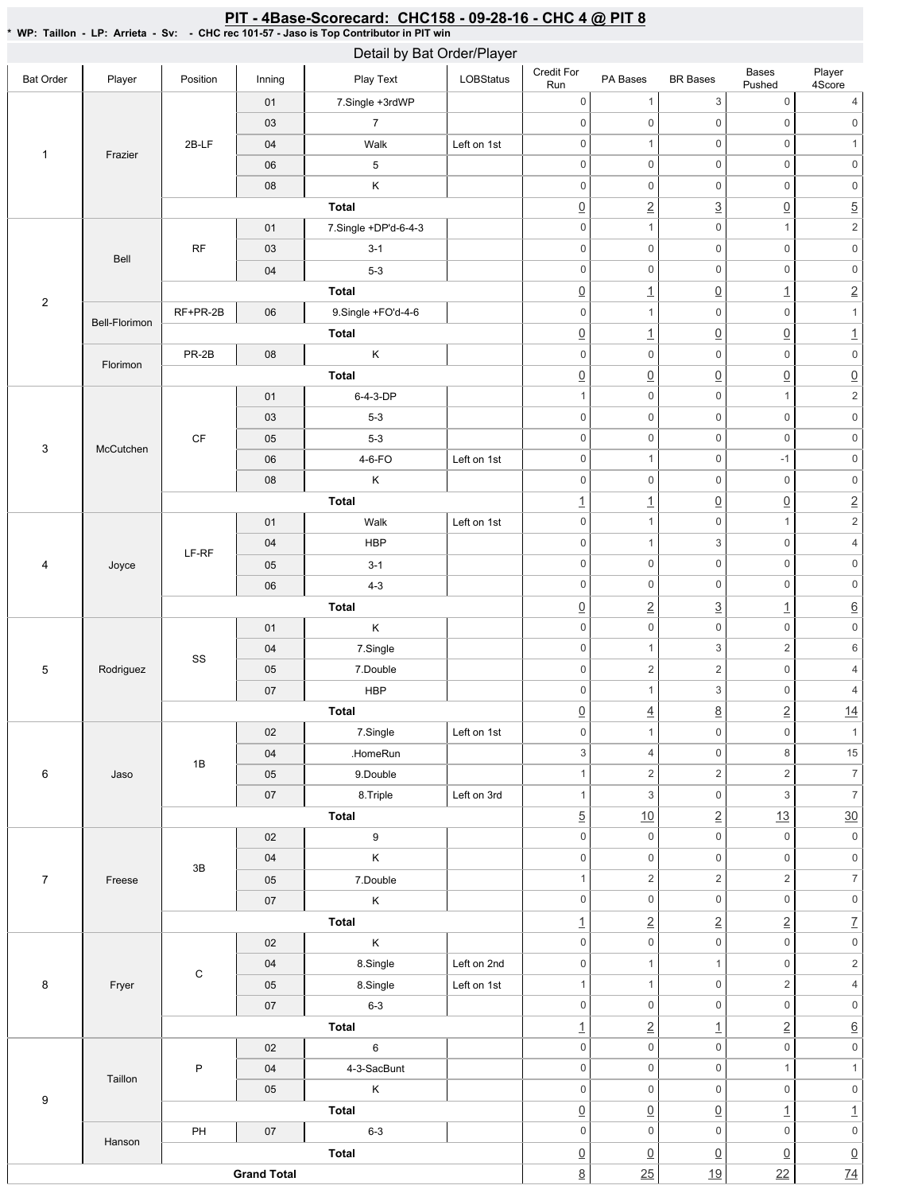## PIT - 4Base-Scorecard: CHC158 - 09-28-16 - CHC 4 @ PIT 8

* WP: Taillon - LP: Arrieta - Sv: - CHC rec 101-57 - Jaso is Top Contributor in PIT win

### Detail by Bat Order/Player

| Bat Order | Player | Position | Inning | Play Text | LOBStatus | Credit For Run | PA Bases | BR Bases | Bases Pushed | Player 4Score |
|---|---|---|---|---|---|---|---|---|---|---|
| 1 | Frazier | 2B-LF | 01 | 7.Single +3rdWP | | 0 | 1 | 3 | 0 | 4 |
| | | | 03 | 7 | | 0 | 0 | 0 | 0 | 0 |
| | | | 04 | Walk | Left on 1st | 0 | 1 | 0 | 0 | 1 |
| | | | 06 | 5 | | 0 | 0 | 0 | 0 | 0 |
| | | | 08 | K | | 0 | 0 | 0 | 0 | 0 |
| | | | | **Total** | | 0 | 2 | 3 | 0 | 5 |
| 2 | Bell | RF | 01 | 7.Single +DP'd-6-4-3 | | 0 | 1 | 0 | 1 | 2 |
| | | | 03 | 3-1 | | 0 | 0 | 0 | 0 | 0 |
| | | | 04 | 5-3 | | 0 | 0 | 0 | 0 | 0 |
| | | | | **Total** | | 0 | 1 | 0 | 1 | 2 |
| | Bell-Florimon | RF+PR-2B | 06 | 9.Single +FO'd-4-6 | | 0 | 1 | 0 | 0 | 1 |
| | | | | **Total** | | 0 | 1 | 0 | 0 | 1 |
| | Florimon | PR-2B | 08 | K | | 0 | 0 | 0 | 0 | 0 |
| | | | | **Total** | | 0 | 0 | 0 | 0 | 0 |
| 3 | McCutchen | CF | 01 | 6-4-3-DP | | 1 | 0 | 0 | 1 | 2 |
| | | | 03 | 5-3 | | 0 | 0 | 0 | 0 | 0 |
| | | | 05 | 5-3 | | 0 | 0 | 0 | 0 | 0 |
| | | | 06 | 4-6-FO | Left on 1st | 0 | 1 | 0 | -1 | 0 |
| | | | 08 | K | | 0 | 0 | 0 | 0 | 0 |
| | | | | **Total** | | 1 | 1 | 0 | 0 | 2 |
| 4 | Joyce | LF-RF | 01 | Walk | Left on 1st | 0 | 1 | 0 | 1 | 2 |
| | | | 04 | HBP | | 0 | 1 | 3 | 0 | 4 |
| | | | 05 | 3-1 | | 0 | 0 | 0 | 0 | 0 |
| | | | 06 | 4-3 | | 0 | 0 | 0 | 0 | 0 |
| | | | | **Total** | | 0 | 2 | 3 | 1 | 6 |
| 5 | Rodriguez | SS | 01 | K | | 0 | 0 | 0 | 0 | 0 |
| | | | 04 | 7.Single | | 0 | 1 | 3 | 2 | 6 |
| | | | 05 | 7.Double | | 0 | 2 | 2 | 0 | 4 |
| | | | 07 | HBP | | 0 | 1 | 3 | 0 | 4 |
| | | | | **Total** | | 0 | 4 | 8 | 2 | 14 |
| 6 | Jaso | 1B | 02 | 7.Single | Left on 1st | 0 | 1 | 0 | 0 | 1 |
| | | | 04 | .HomeRun | | 3 | 4 | 0 | 8 | 15 |
| | | | 05 | 9.Double | | 1 | 2 | 2 | 2 | 7 |
| | | | 07 | 8.Triple | Left on 3rd | 1 | 3 | 0 | 3 | 7 |
| | | | | **Total** | | 5 | 10 | 2 | 13 | 30 |
| 7 | Freese | 3B | 02 | 9 | | 0 | 0 | 0 | 0 | 0 |
| | | | 04 | K | | 0 | 0 | 0 | 0 | 0 |
| | | | 05 | 7.Double | | 1 | 2 | 2 | 2 | 7 |
| | | | 07 | K | | 0 | 0 | 0 | 0 | 0 |
| | | | | **Total** | | 1 | 2 | 2 | 2 | 7 |
| 8 | Fryer | C | 02 | K | | 0 | 0 | 0 | 0 | 0 |
| | | | 04 | 8.Single | Left on 2nd | 0 | 1 | 1 | 0 | 2 |
| | | | 05 | 8.Single | Left on 1st | 1 | 1 | 0 | 2 | 4 |
| | | | 07 | 6-3 | | 0 | 0 | 0 | 0 | 0 |
| | | | | **Total** | | 1 | 2 | 1 | 2 | 6 |
| 9 | Taillon | P | 02 | 6 | | 0 | 0 | 0 | 0 | 0 |
| | | | 04 | 4-3-SacBunt | | 0 | 0 | 0 | 1 | 1 |
| | | | 05 | K | | 0 | 0 | 0 | 0 | 0 |
| | | | | **Total** | | 0 | 0 | 0 | 1 | 1 |
| | Hanson | PH | 07 | 6-3 | | 0 | 0 | 0 | 0 | 0 |
| | | | | **Total** | | 0 | 0 | 0 | 0 | 0 |
| **Grand Total** | | | | | | 8 | 25 | 19 | 22 | 74 |